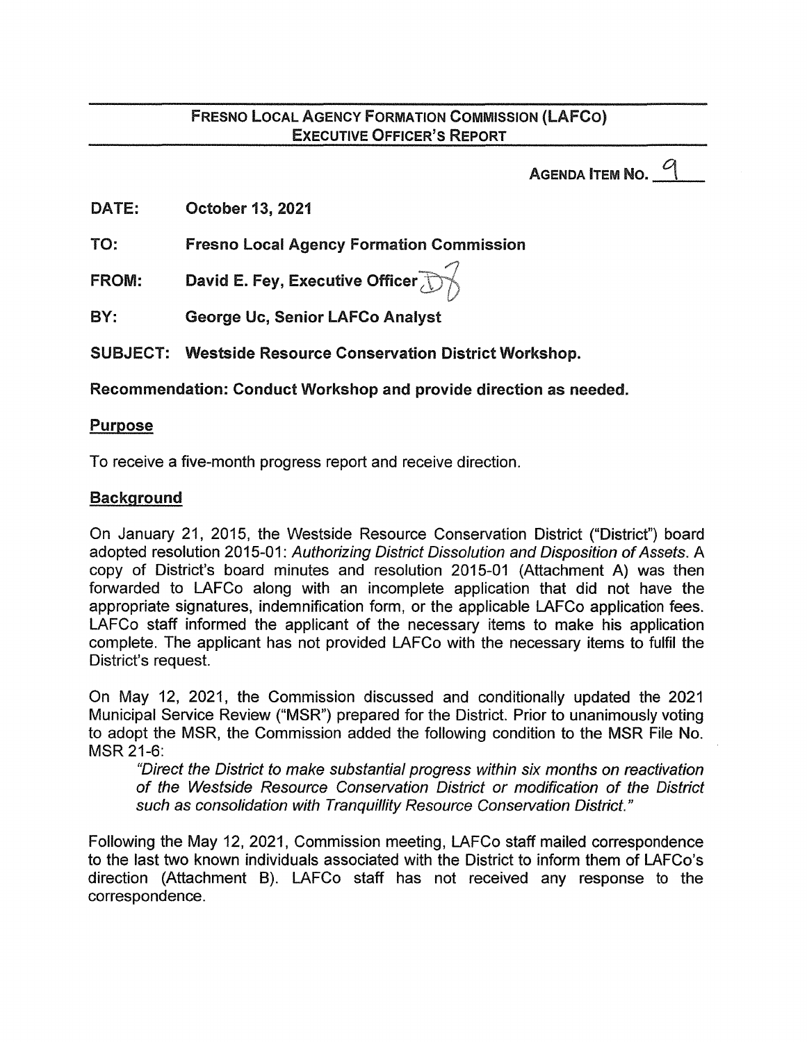**FRESNO LOCAL AGENCY FORMATION COMMISSION (LAFCo)**
**EXECUTIVE OFFICER'S REPORT**

**AGENDA ITEM NO. 9**

**DATE:** October 13, 2021

**TO:** Fresno Local Agency Formation Commission

**FROM:** David E. Fey, Executive Officer

**BY:** George Uc, Senior LAFCo Analyst

**SUBJECT:** Westside Resource Conservation District Workshop.

**Recommendation: Conduct Workshop and provide direction as needed.**

## Purpose

To receive a five-month progress report and receive direction.

## Background

On January 21, 2015, the Westside Resource Conservation District ("District") board adopted resolution 2015-01: *Authorizing District Dissolution and Disposition of Assets*. A copy of District's board minutes and resolution 2015-01 (Attachment A) was then forwarded to LAFCo along with an incomplete application that did not have the appropriate signatures, indemnification form, or the applicable LAFCo application fees. LAFCo staff informed the applicant of the necessary items to make his application complete. The applicant has not provided LAFCo with the necessary items to fulfil the District's request.

On May 12, 2021, the Commission discussed and conditionally updated the 2021 Municipal Service Review ("MSR") prepared for the District. Prior to unanimously voting to adopt the MSR, the Commission added the following condition to the MSR File No. MSR 21-6:

> *"Direct the District to make substantial progress within six months on reactivation of the Westside Resource Conservation District or modification of the District such as consolidation with Tranquillity Resource Conservation District."*

Following the May 12, 2021, Commission meeting, LAFCo staff mailed correspondence to the last two known individuals associated with the District to inform them of LAFCo's direction (Attachment B). LAFCo staff has not received any response to the correspondence.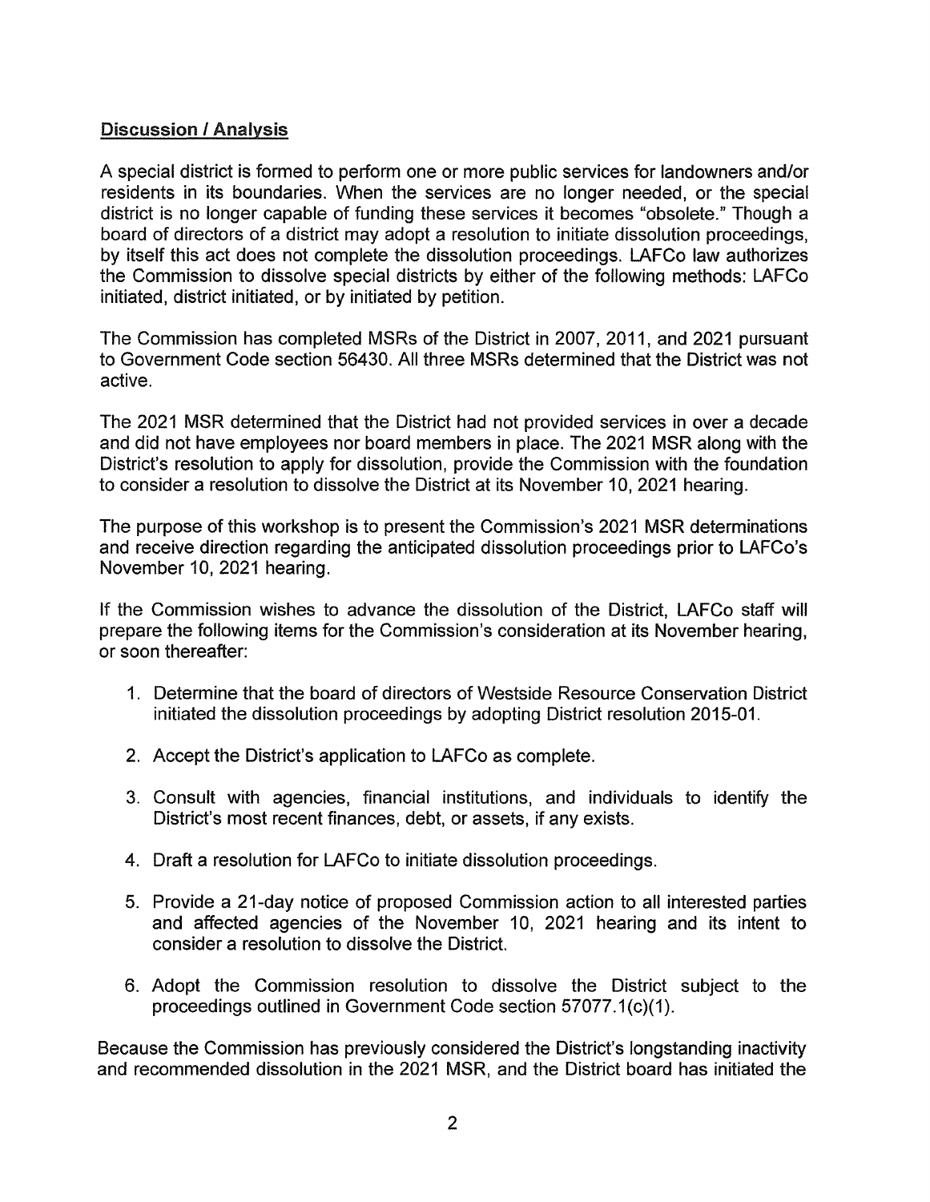**Discussion / Analysis**

A special district is formed to perform one or more public services for landowners and/or residents in its boundaries. When the services are no longer needed, or the special district is no longer capable of funding these services it becomes "obsolete." Though a board of directors of a district may adopt a resolution to initiate dissolution proceedings, by itself this act does not complete the dissolution proceedings. LAFCo law authorizes the Commission to dissolve special districts by either of the following methods: LAFCo initiated, district initiated, or by initiated by petition.

The Commission has completed MSRs of the District in 2007, 2011, and 2021 pursuant to Government Code section 56430. All three MSRs determined that the District was not active.

The 2021 MSR determined that the District had not provided services in over a decade and did not have employees nor board members in place. The 2021 MSR along with the District's resolution to apply for dissolution, provide the Commission with the foundation to consider a resolution to dissolve the District at its November 10, 2021 hearing.

The purpose of this workshop is to present the Commission's 2021 MSR determinations and receive direction regarding the anticipated dissolution proceedings prior to LAFCo's November 10, 2021 hearing.

If the Commission wishes to advance the dissolution of the District, LAFCo staff will prepare the following items for the Commission's consideration at its November hearing, or soon thereafter:

1. Determine that the board of directors of Westside Resource Conservation District initiated the dissolution proceedings by adopting District resolution 2015-01.

2. Accept the District's application to LAFCo as complete.

3. Consult with agencies, financial institutions, and individuals to identify the District's most recent finances, debt, or assets, if any exists.

4. Draft a resolution for LAFCo to initiate dissolution proceedings.

5. Provide a 21-day notice of proposed Commission action to all interested parties and affected agencies of the November 10, 2021 hearing and its intent to consider a resolution to dissolve the District.

6. Adopt the Commission resolution to dissolve the District subject to the proceedings outlined in Government Code section 57077.1(c)(1).

Because the Commission has previously considered the District's longstanding inactivity and recommended dissolution in the 2021 MSR, and the District board has initiated the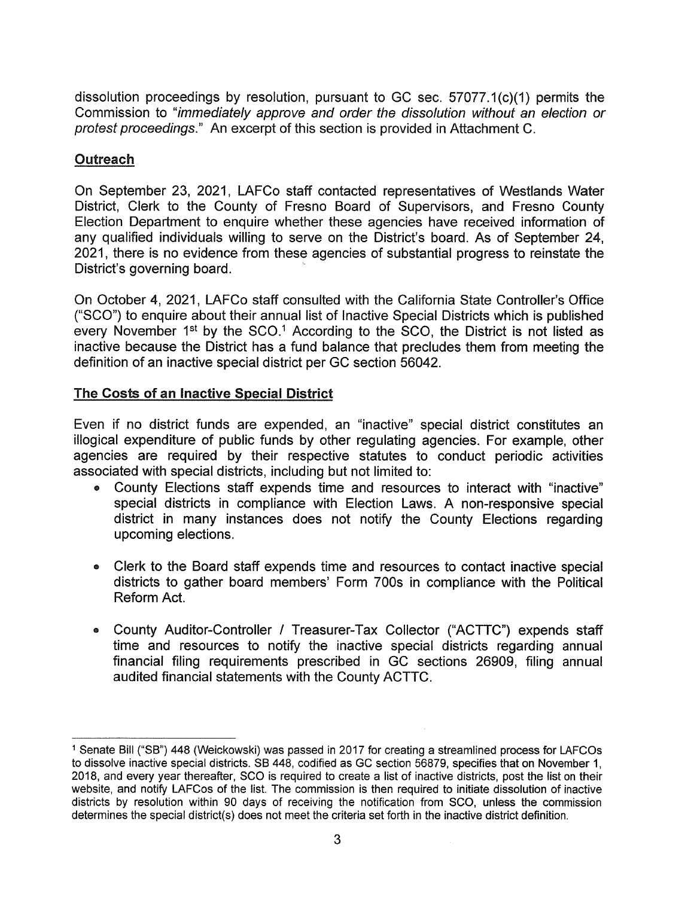dissolution proceedings by resolution, pursuant to GC sec. 57077.1(c)(1) permits the Commission to "*immediately approve and order the dissolution without an election or protest proceedings.*" An excerpt of this section is provided in Attachment C.

## Outreach

On September 23, 2021, LAFCo staff contacted representatives of Westlands Water District, Clerk to the County of Fresno Board of Supervisors, and Fresno County Election Department to enquire whether these agencies have received information of any qualified individuals willing to serve on the District's board. As of September 24, 2021, there is no evidence from these agencies of substantial progress to reinstate the District's governing board.

On October 4, 2021, LAFCo staff consulted with the California State Controller's Office ("SCO") to enquire about their annual list of Inactive Special Districts which is published every November 1st by the SCO.[1] According to the SCO, the District is not listed as inactive because the District has a fund balance that precludes them from meeting the definition of an inactive special district per GC section 56042.

## The Costs of an Inactive Special District

Even if no district funds are expended, an "inactive" special district constitutes an illogical expenditure of public funds by other regulating agencies. For example, other agencies are required by their respective statutes to conduct periodic activities associated with special districts, including but not limited to:

- County Elections staff expends time and resources to interact with "inactive" special districts in compliance with Election Laws. A non-responsive special district in many instances does not notify the County Elections regarding upcoming elections.

- Clerk to the Board staff expends time and resources to contact inactive special districts to gather board members' Form 700s in compliance with the Political Reform Act.

- County Auditor-Controller / Treasurer-Tax Collector ("ACTTC") expends staff time and resources to notify the inactive special districts regarding annual financial filing requirements prescribed in GC sections 26909, filing annual audited financial statements with the County ACTTC.

---

[1] Senate Bill ("SB") 448 (Weickowski) was passed in 2017 for creating a streamlined process for LAFCOs to dissolve inactive special districts. SB 448, codified as GC section 56879, specifies that on November 1, 2018, and every year thereafter, SCO is required to create a list of inactive districts, post the list on their website, and notify LAFCos of the list. The commission is then required to initiate dissolution of inactive districts by resolution within 90 days of receiving the notification from SCO, unless the commission determines the special district(s) does not meet the criteria set forth in the inactive district definition.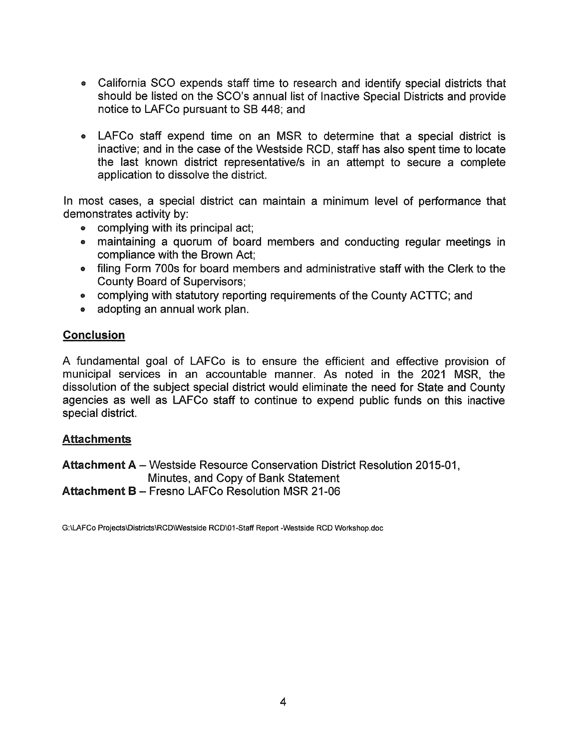- California SCO expends staff time to research and identify special districts that should be listed on the SCO's annual list of Inactive Special Districts and provide notice to LAFCo pursuant to SB 448; and

- LAFCo staff expend time on an MSR to determine that a special district is inactive; and in the case of the Westside RCD, staff has also spent time to locate the last known district representative/s in an attempt to secure a complete application to dissolve the district.

In most cases, a special district can maintain a minimum level of performance that demonstrates activity by:

- complying with its principal act;
- maintaining a quorum of board members and conducting regular meetings in compliance with the Brown Act;
- filing Form 700s for board members and administrative staff with the Clerk to the County Board of Supervisors;
- complying with statutory reporting requirements of the County ACTTC; and
- adopting an annual work plan.

## Conclusion

A fundamental goal of LAFCo is to ensure the efficient and effective provision of municipal services in an accountable manner. As noted in the 2021 MSR, the dissolution of the subject special district would eliminate the need for State and County agencies as well as LAFCo staff to continue to expend public funds on this inactive special district.

## Attachments

**Attachment A** – Westside Resource Conservation District Resolution 2015-01, Minutes, and Copy of Bank Statement
**Attachment B** – Fresno LAFCo Resolution MSR 21-06

G:\LAFCo Projects\Districts\RCD\Westside RCD\01-Staff Report -Westside RCD Workshop.doc